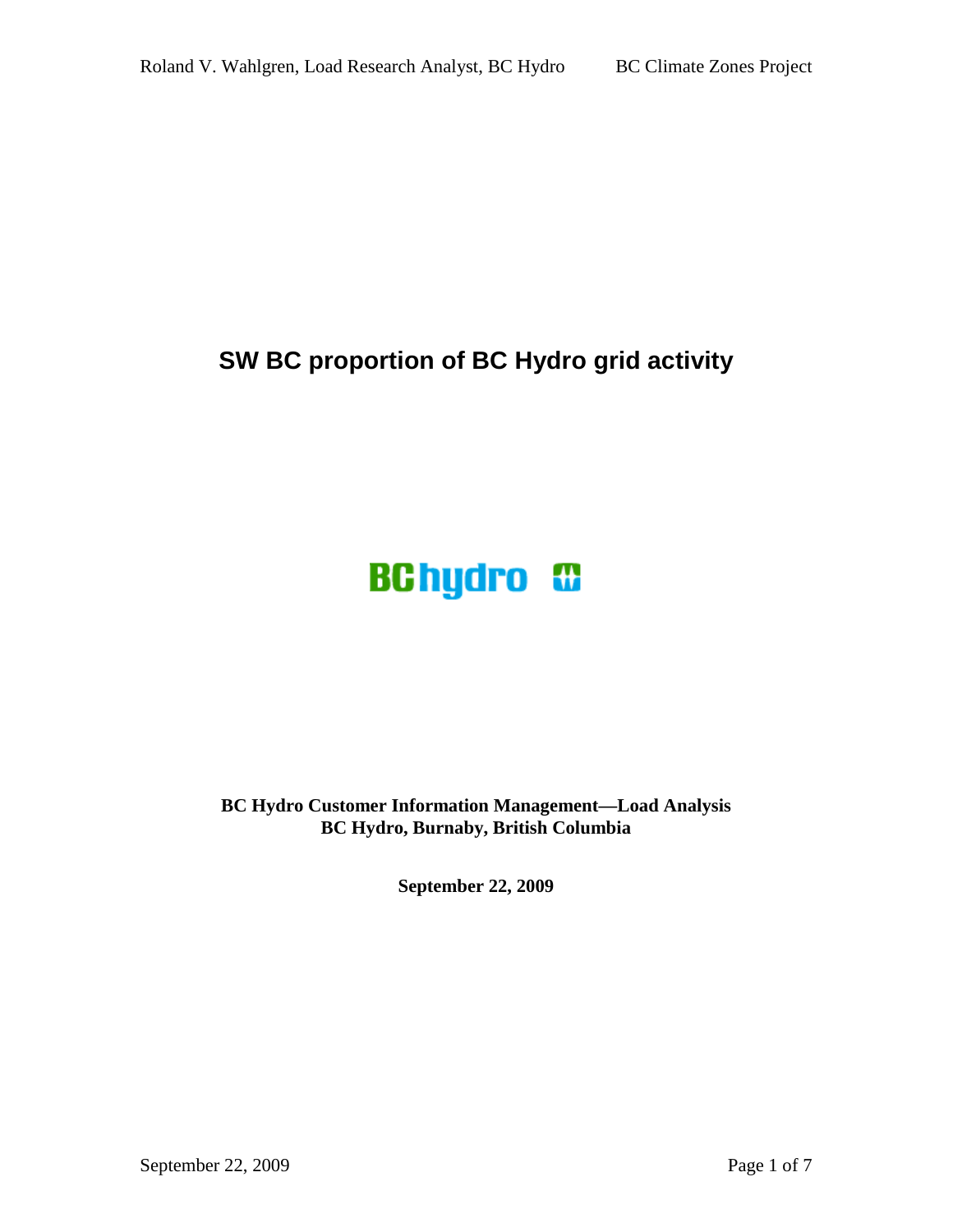# SW BC proportion of BC Hydro grid activity

**BC Hydro Customer Information Management—Load Analysis**
**BC Hydro, Burnaby, British Columbia**

**September 22, 2009**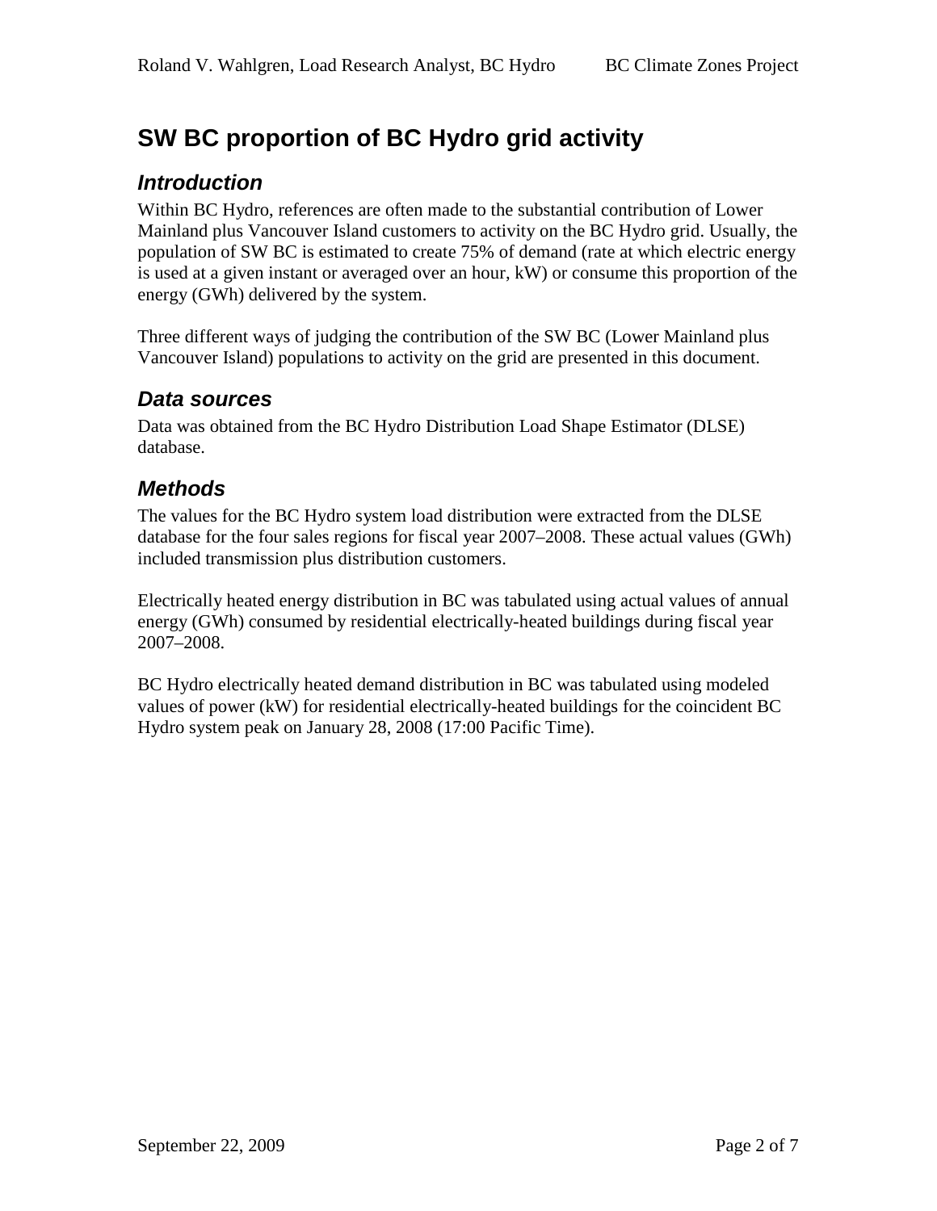# SW BC proportion of BC Hydro grid activity

## *Introduction*

Within BC Hydro, references are often made to the substantial contribution of Lower Mainland plus Vancouver Island customers to activity on the BC Hydro grid. Usually, the population of SW BC is estimated to create 75% of demand (rate at which electric energy is used at a given instant or averaged over an hour, kW) or consume this proportion of the energy (GWh) delivered by the system.

Three different ways of judging the contribution of the SW BC (Lower Mainland plus Vancouver Island) populations to activity on the grid are presented in this document.

## *Data sources*

Data was obtained from the BC Hydro Distribution Load Shape Estimator (DLSE) database.

## *Methods*

The values for the BC Hydro system load distribution were extracted from the DLSE database for the four sales regions for fiscal year 2007–2008. These actual values (GWh) included transmission plus distribution customers.

Electrically heated energy distribution in BC was tabulated using actual values of annual energy (GWh) consumed by residential electrically-heated buildings during fiscal year 2007–2008.

BC Hydro electrically heated demand distribution in BC was tabulated using modeled values of power (kW) for residential electrically-heated buildings for the coincident BC Hydro system peak on January 28, 2008 (17:00 Pacific Time).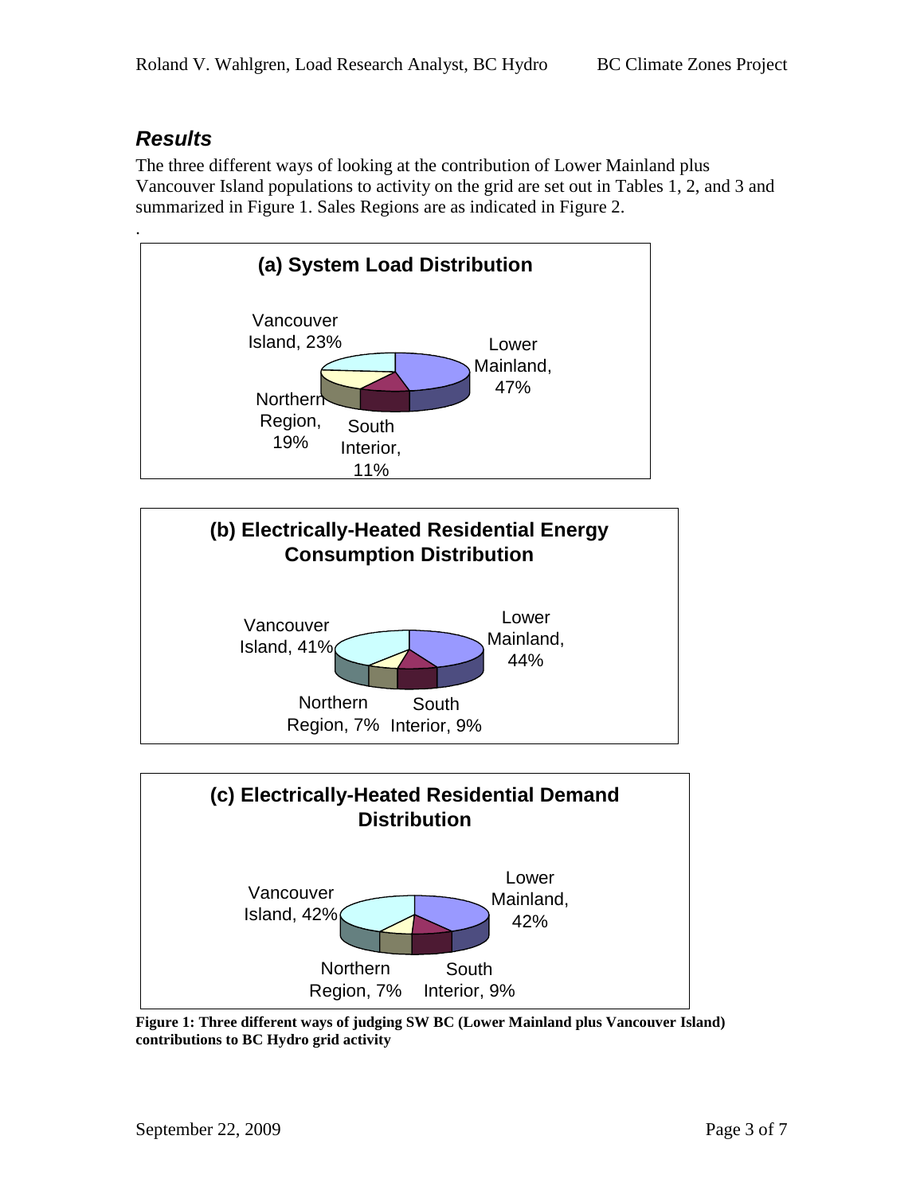## *Results*

The three different ways of looking at the contribution of Lower Mainland plus Vancouver Island populations to activity on the grid are set out in Tables 1, 2, and 3 and summarized in Figure 1. Sales Regions are as indicated in Figure 2.

.

**(a) System Load Distribution**

Vancouver Island, 23%

Lower Mainland, 47%

Northern Region, 19%

South Interior, 11%

**(b) Electrically-Heated Residential Energy Consumption Distribution**

Vancouver Island, 41%

Lower Mainland, 44%

Northern Region, 7%

South Interior, 9%

**(c) Electrically-Heated Residential Demand Distribution**

Vancouver Island, 42%

Lower Mainland, 42%

Northern Region, 7%

South Interior, 9%

**Figure 1: Three different ways of judging SW BC (Lower Mainland plus Vancouver Island) contributions to BC Hydro grid activity**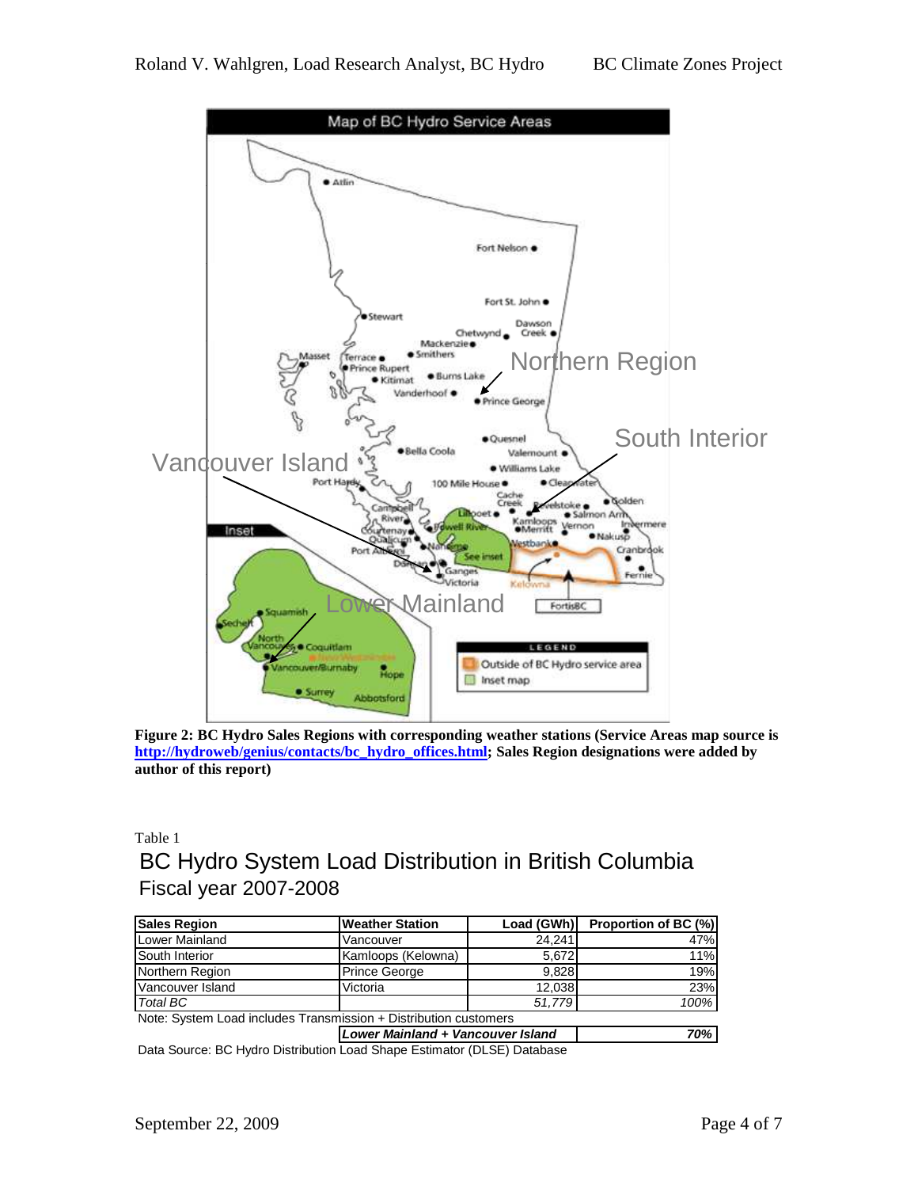**Figure 2: BC Hydro Sales Regions with corresponding weather stations (Service Areas map source is [http://hydroweb/genius/contacts/bc_hydro_offices.html](http://hydroweb/genius/contacts/bc_hydro_offices.html); Sales Region designations were added by author of this report)**

Table 1

## BC Hydro System Load Distribution in British Columbia
## Fiscal year 2007-2008

| Sales Region | Weather Station | Load (GWh) | Proportion of BC (%) |
|---|---|---|---|
| Lower Mainland | Vancouver | 24,241 | 47% |
| South Interior | Kamloops (Kelowna) | 5,672 | 11% |
| Northern Region | Prince George | 9,828 | 19% |
| Vancouver Island | Victoria | 12,038 | 23% |
| *Total BC* | | *51,779* | *100%* |
| Note: System Load includes Transmission + Distribution customers | | | |
| | ***Lower Mainland + Vancouver Island*** | | ***70%*** |

Data Source: BC Hydro Distribution Load Shape Estimator (DLSE) Database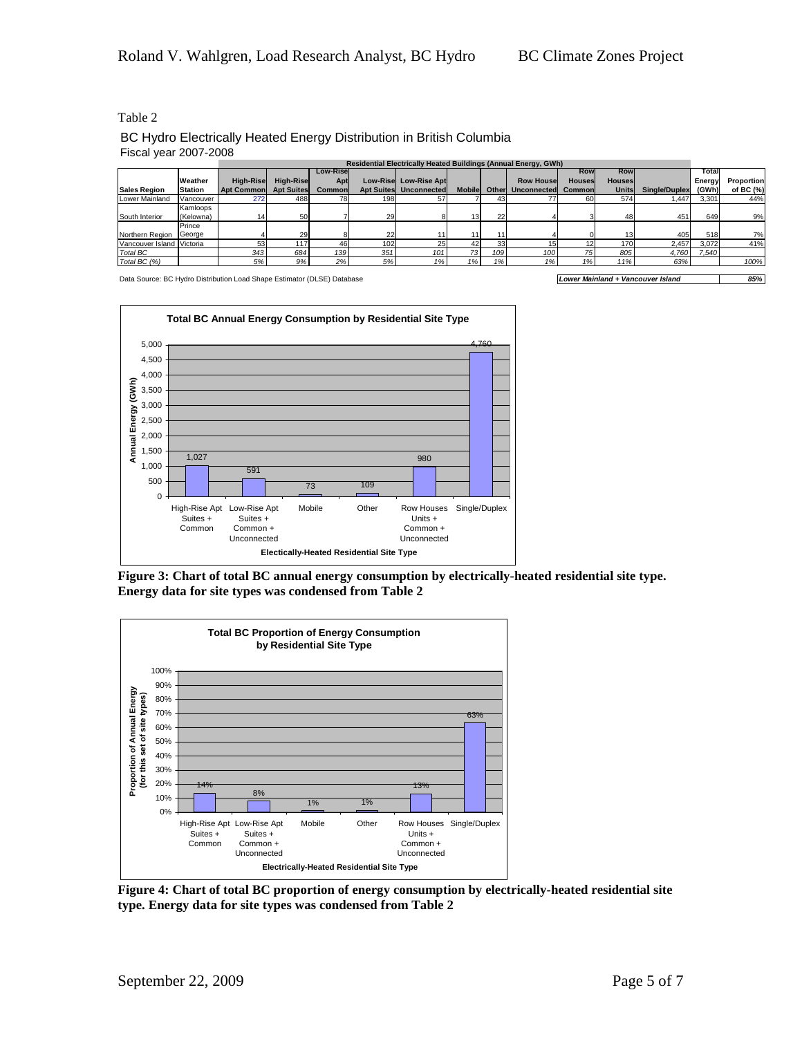Table 2

BC Hydro Electrically Heated Energy Distribution in British Columbia
Fiscal year 2007-2008

| | | Residential Electrically Heated Buildings (Annual Energy, GWh) | | | | | | | | | | | | |
|---|---|---|---|---|---|---|---|---|---|---|---|---|---|---|
| Sales Region | Weather Station | High-Rise Apt Common | High-Rise Apt Suites | Low-Rise Apt Common | Low-Rise Apt Suites | Low-Rise Apt Unconnected | Mobile | Other | Row House Unconnected | Row Houses Common | Row Houses Units | Single/Duplex | Total Energy (GWh) | Proportion of BC (%) |
| Lower Mainland | Vancouver | 272 | 488 | 78 | 198 | 57 | 7 | 43 | 77 | 60 | 574 | 1,447 | 3,301 | 44% |
| South Interior | Kamloops (Kelowna) | 14 | 50 | 7 | 29 | 8 | 13 | 22 | 4 | 3 | 48 | 451 | 649 | 9% |
| Northern Region | Prince George | 4 | 29 | 8 | 22 | 11 | 11 | 11 | 4 | 0 | 13 | 405 | 518 | 7% |
| Vancouver Island | Victoria | 53 | 117 | 46 | 102 | 25 | 42 | 33 | 15 | 12 | 170 | 2,457 | 3,072 | 41% |
| *Total BC* | | *343* | *684* | *139* | *351* | *101* | *73* | *109* | *100* | *75* | *805* | *4,760* | *7,540* | |
| *Total BC (%)* | | *5%* | *9%* | *2%* | *5%* | *1%* | *1%* | *1%* | *1%* | *1%* | *11%* | *63%* | | *100%* |

Data Source: BC Hydro Distribution Load Shape Estimator (DLSE) Database

| *Lower Mainland + Vancouver Island* | *85%* |
|---|---|

**Total BC Annual Energy Consumption by Residential Site Type**

| Electically-Heated Residential Site Type | Annual Energy (GWh) |
|---|---|
| High-Rise Apt Suites + Common | 1,027 |
| Low-Rise Apt Suites + Common + Unconnected | 591 |
| Mobile | 73 |
| Other | 109 |
| Row Houses Units + Common + Unconnected | 980 |
| Single/Duplex | 4,760 |

**Figure 3: Chart of total BC annual energy consumption by electrically-heated residential site type. Energy data for site types was condensed from Table 2**

**Total BC Proportion of Energy Consumption by Residential Site Type**

| Electrically-Heated Residential Site Type | Proportion of Annual Energy (for this set of site types) |
|---|---|
| High-Rise Apt Suites + Common | 14% |
| Low-Rise Apt Suites + Common + Unconnected | 8% |
| Mobile | 1% |
| Other | 1% |
| Row Houses Units + Common + Unconnected | 13% |
| Single/Duplex | 63% |

**Figure 4: Chart of total BC proportion of energy consumption by electrically-heated residential site type. Energy data for site types was condensed from Table 2**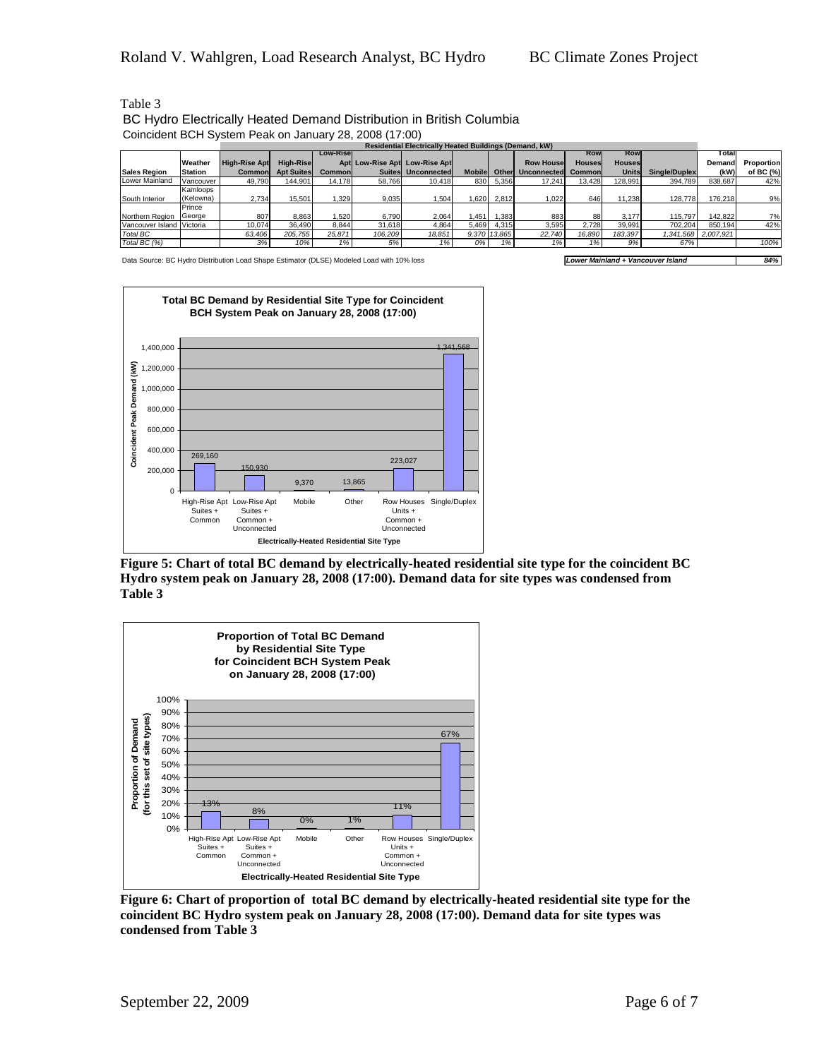Table 3

BC Hydro Electrically Heated Demand Distribution in British Columbia

Coincident BCH System Peak on January 28, 2008 (17:00)

| | | Residential Electrically Heated Buildings (Demand, kW) | | | | | | | | | | | | |
|---|---|---|---|---|---|---|---|---|---|---|---|---|---|---|
| Sales Region | Weather Station | High-Rise Apt Common | High-Rise Apt Suites | Low-Rise Apt Common | Low-Rise Apt Suites | Low-Rise Apt Unconnected | Mobile | Other | Row House Unconnected | Row Houses Common | Row Houses Units | Single/Duplex | Total Demand (kW) | Proportion of BC (%) |
| Lower Mainland | Vancouver | 49,790 | 144,901 | 14,178 | 58,766 | 10,418 | 830 | 5,356 | 17,241 | 13,428 | 128,991 | 394,789 | 838,687 | 42% |
| South Interior | Kamloops (Kelowna) | 2,734 | 15,501 | 1,329 | 9,035 | 1,504 | 1,620 | 2,812 | 1,022 | 646 | 11,238 | 128,778 | 176,218 | 9% |
| Northern Region | Prince George | 807 | 8,863 | 1,520 | 6,790 | 2,064 | 1,451 | 1,383 | 883 | 88 | 3,177 | 115,797 | 142,822 | 7% |
| Vancouver Island | Victoria | 10,074 | 36,490 | 8,844 | 31,618 | 4,864 | 5,469 | 4,315 | 3,595 | 2,728 | 39,991 | 702,204 | 850,194 | 42% |
| *Total BC* | | *63,406* | *205,755* | *25,871* | *106,209* | *18,851* | *9,370* | *13,865* | *22,740* | *16,890* | *183,397* | *1,341,568* | *2,007,921* | |
| *Total BC (%)* | | *3%* | *10%* | *1%* | *5%* | *1%* | *0%* | *1%* | *1%* | *1%* | *9%* | *67%* | | *100%* |

Data Source: BC Hydro Distribution Load Shape Estimator (DLSE) Modeled Load with 10% loss

***Lower Mainland + Vancouver Island*** ***84%***

**Figure 5: Chart of total BC demand by electrically-heated residential site type for the coincident BC Hydro system peak on January 28, 2008 (17:00). Demand data for site types was condensed from Table 3**

**Figure 6: Chart of proportion of total BC demand by electrically-heated residential site type for the coincident BC Hydro system peak on January 28, 2008 (17:00). Demand data for site types was condensed from Table 3**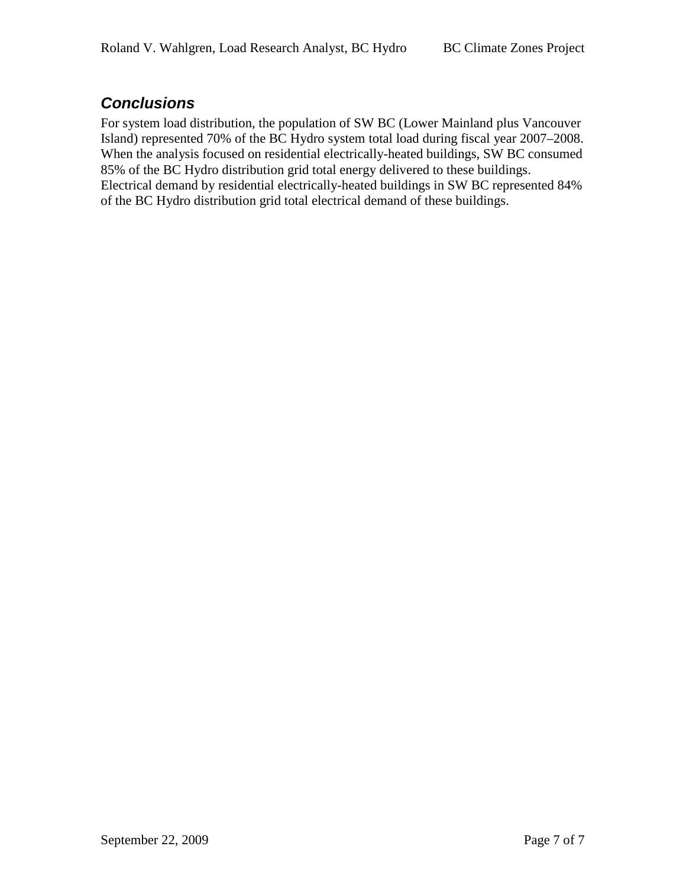## *Conclusions*

For system load distribution, the population of SW BC (Lower Mainland plus Vancouver Island) represented 70% of the BC Hydro system total load during fiscal year 2007–2008. When the analysis focused on residential electrically-heated buildings, SW BC consumed 85% of the BC Hydro distribution grid total energy delivered to these buildings. Electrical demand by residential electrically-heated buildings in SW BC represented 84% of the BC Hydro distribution grid total electrical demand of these buildings.